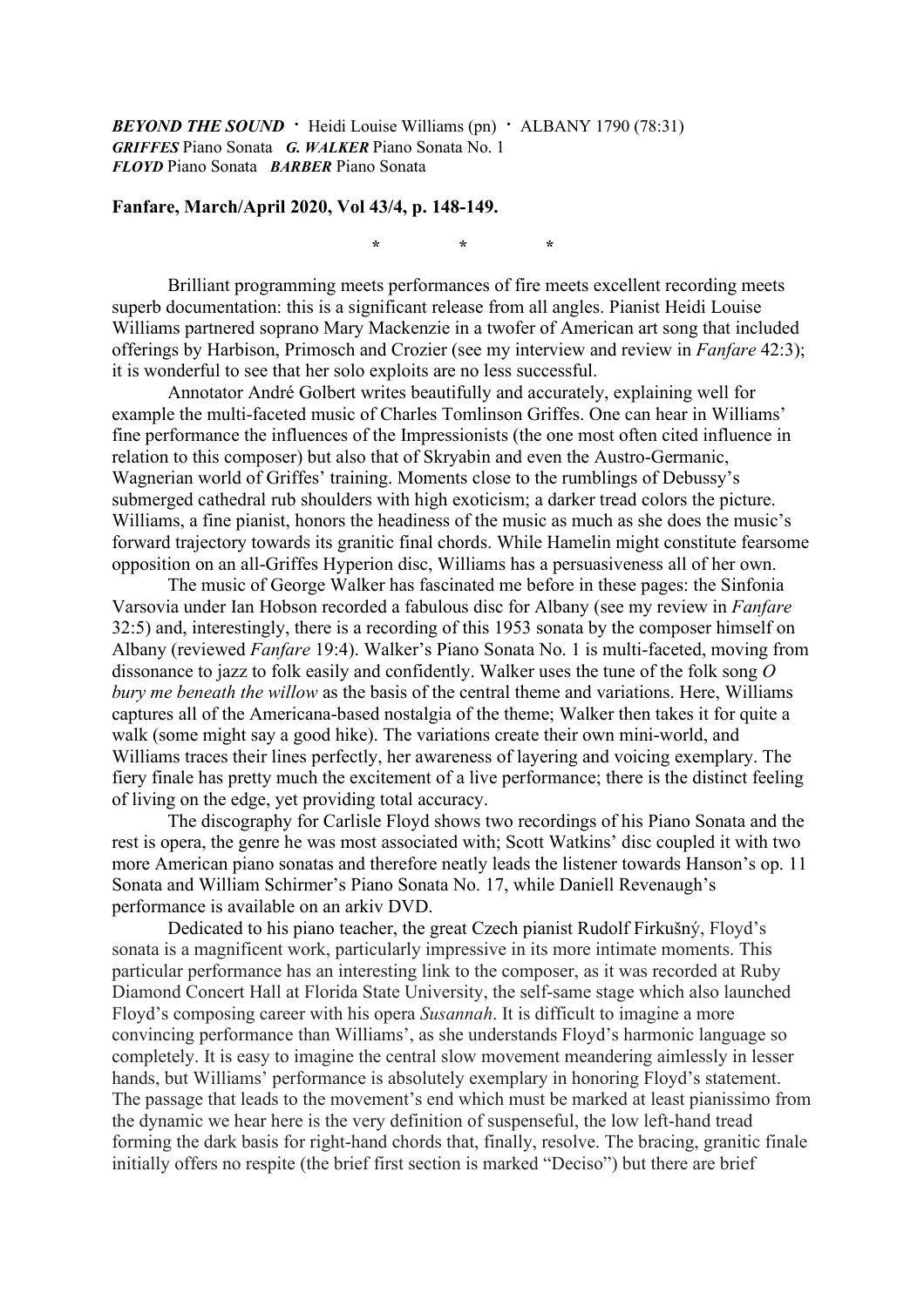***BEYOND THE SOUND*** · Heidi Louise Williams (pn) · ALBANY 1790 (78:31)
***GRIFFES*** Piano Sonata ***G. WALKER*** Piano Sonata No. 1
***FLOYD*** Piano Sonata ***BARBER*** Piano Sonata

**Fanfare, March/April 2020, Vol 43/4, p. 148-149.**

\* \* \*

Brilliant programming meets performances of fire meets excellent recording meets superb documentation: this is a significant release from all angles. Pianist Heidi Louise Williams partnered soprano Mary Mackenzie in a twofer of American art song that included offerings by Harbison, Primosch and Crozier (see my interview and review in *Fanfare* 42:3); it is wonderful to see that her solo exploits are no less successful.

Annotator André Golbert writes beautifully and accurately, explaining well for example the multi-faceted music of Charles Tomlinson Griffes. One can hear in Williams' fine performance the influences of the Impressionists (the one most often cited influence in relation to this composer) but also that of Skryabin and even the Austro-Germanic, Wagnerian world of Griffes' training. Moments close to the rumblings of Debussy's submerged cathedral rub shoulders with high exoticism; a darker tread colors the picture. Williams, a fine pianist, honors the headiness of the music as much as she does the music's forward trajectory towards its granitic final chords. While Hamelin might constitute fearsome opposition on an all-Griffes Hyperion disc, Williams has a persuasiveness all of her own.

The music of George Walker has fascinated me before in these pages: the Sinfonia Varsovia under Ian Hobson recorded a fabulous disc for Albany (see my review in *Fanfare* 32:5) and, interestingly, there is a recording of this 1953 sonata by the composer himself on Albany (reviewed *Fanfare* 19:4). Walker's Piano Sonata No. 1 is multi-faceted, moving from dissonance to jazz to folk easily and confidently. Walker uses the tune of the folk song *O bury me beneath the willow* as the basis of the central theme and variations. Here, Williams captures all of the Americana-based nostalgia of the theme; Walker then takes it for quite a walk (some might say a good hike). The variations create their own mini-world, and Williams traces their lines perfectly, her awareness of layering and voicing exemplary. The fiery finale has pretty much the excitement of a live performance; there is the distinct feeling of living on the edge, yet providing total accuracy.

The discography for Carlisle Floyd shows two recordings of his Piano Sonata and the rest is opera, the genre he was most associated with; Scott Watkins' disc coupled it with two more American piano sonatas and therefore neatly leads the listener towards Hanson's op. 11 Sonata and William Schirmer's Piano Sonata No. 17, while Daniell Revenaugh's performance is available on an arkiv DVD.

Dedicated to his piano teacher, the great Czech pianist Rudolf Firkušný, Floyd's sonata is a magnificent work, particularly impressive in its more intimate moments. This particular performance has an interesting link to the composer, as it was recorded at Ruby Diamond Concert Hall at Florida State University, the self-same stage which also launched Floyd's composing career with his opera *Susannah*. It is difficult to imagine a more convincing performance than Williams', as she understands Floyd's harmonic language so completely. It is easy to imagine the central slow movement meandering aimlessly in lesser hands, but Williams' performance is absolutely exemplary in honoring Floyd's statement. The passage that leads to the movement's end which must be marked at least pianissimo from the dynamic we hear here is the very definition of suspenseful, the low left-hand tread forming the dark basis for right-hand chords that, finally, resolve. The bracing, granitic finale initially offers no respite (the brief first section is marked "Deciso") but there are brief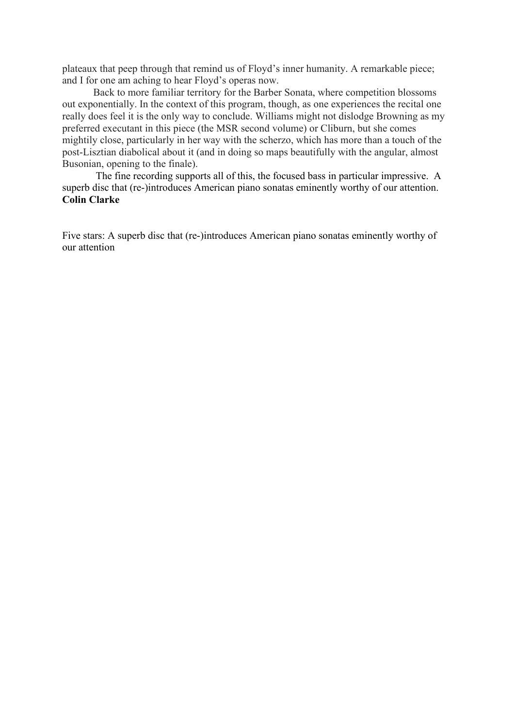plateaux that peep through that remind us of Floyd's inner humanity. A remarkable piece; and I for one am aching to hear Floyd's operas now.

Back to more familiar territory for the Barber Sonata, where competition blossoms out exponentially. In the context of this program, though, as one experiences the recital one really does feel it is the only way to conclude. Williams might not dislodge Browning as my preferred executant in this piece (the MSR second volume) or Cliburn, but she comes mightily close, particularly in her way with the scherzo, which has more than a touch of the post-Lisztian diabolical about it (and in doing so maps beautifully with the angular, almost Busonian, opening to the finale).

The fine recording supports all of this, the focused bass in particular impressive. A superb disc that (re-)introduces American piano sonatas eminently worthy of our attention.
**Colin Clarke**

Five stars: A superb disc that (re-)introduces American piano sonatas eminently worthy of our attention